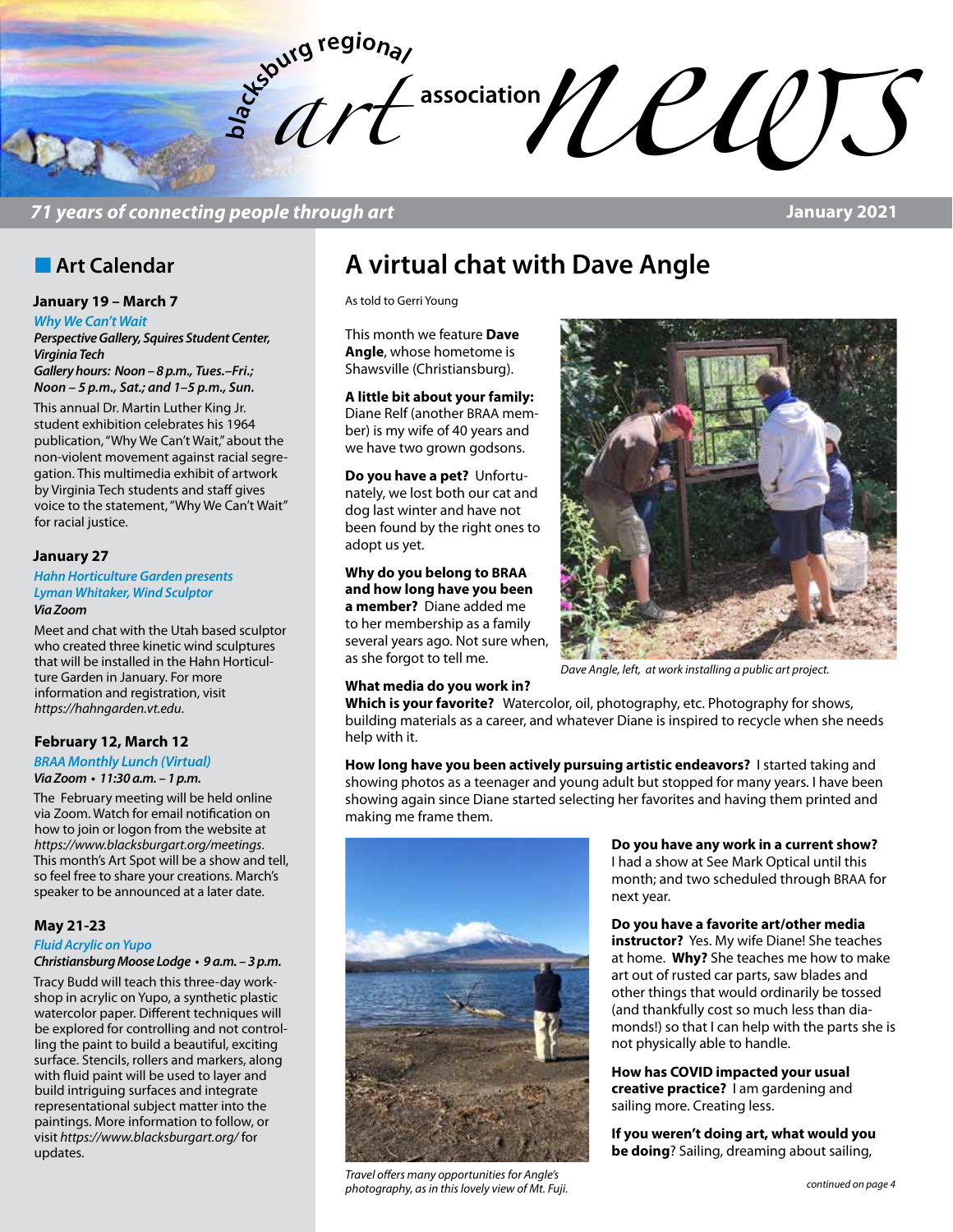# blacksburg regional art association news

*71 years of connecting people through art*

January 2021

## Art Calendar

### January 19 – March 7

*Why We Can't Wait*

***Perspective Gallery, Squires Student Center, Virginia Tech***

***Gallery hours: Noon – 8 p.m., Tues.–Fri.; Noon – 5 p.m., Sat.; and 1–5 p.m., Sun.***

This annual Dr. Martin Luther King Jr. student exhibition celebrates his 1964 publication, "Why We Can't Wait," about the non-violent movement against racial segregation. This multimedia exhibit of artwork by Virginia Tech students and staff gives voice to the statement, "Why We Can't Wait" for racial justice.

### January 27

*Hahn Horticulture Garden presents Lyman Whitaker, Wind Sculptor*

***Via Zoom***

Meet and chat with the Utah based sculptor who created three kinetic wind sculptures that will be installed in the Hahn Horticulture Garden in January. For more information and registration, visit *https://hahngarden.vt.edu*.

### February 12, March 12

*BRAA Monthly Lunch (Virtual)*

***Via Zoom • 11:30 a.m. – 1 p.m.***

The February meeting will be held online via Zoom. Watch for email notification on how to join or logon from the website at *https://www.blacksburgart.org/meetings*. This month's Art Spot will be a show and tell, so feel free to share your creations. March's speaker to be announced at a later date.

### May 21-23

*Fluid Acrylic on Yupo*

***Christiansburg Moose Lodge • 9 a.m. – 3 p.m.***

Tracy Budd will teach this three-day workshop in acrylic on Yupo, a synthetic plastic watercolor paper. Different techniques will be explored for controlling and not controlling the paint to build a beautiful, exciting surface. Stencils, rollers and markers, along with fluid paint will be used to layer and build intriguing surfaces and integrate representational subject matter into the paintings. More information to follow, or visit *https://www.blacksburgart.org/* for updates.

## A virtual chat with Dave Angle

As told to Gerri Young

This month we feature **Dave Angle**, whose hometown is Shawsville (Christiansburg).

**A little bit about your family:** Diane Relf (another BRAA member) is my wife of 40 years and we have two grown godsons.

**Do you have a pet?** Unfortunately, we lost both our cat and dog last winter and have not been found by the right ones to adopt us yet.

**Why do you belong to BRAA and how long have you been a member?** Diane added me to her membership as a family several years ago. Not sure when, as she forgot to tell me.

*Dave Angle, left, at work installing a public art project.*

**What media do you work in? Which is your favorite?** Watercolor, oil, photography, etc. Photography for shows, building materials as a career, and whatever Diane is inspired to recycle when she needs help with it.

**How long have you been actively pursuing artistic endeavors?** I started taking and showing photos as a teenager and young adult but stopped for many years. I have been showing again since Diane started selecting her favorites and having them printed and making me frame them.

*Travel offers many opportunities for Angle's photography, as in this lovely view of Mt. Fuji.*

**Do you have any work in a current show?** I had a show at See Mark Optical until this month; and two scheduled through BRAA for next year.

**Do you have a favorite art/other media instructor?** Yes. My wife Diane! She teaches at home. **Why?** She teaches me how to make art out of rusted car parts, saw blades and other things that would ordinarily be tossed (and thankfully cost so much less than diamonds!) so that I can help with the parts she is not physically able to handle.

**How has COVID impacted your usual creative practice?** I am gardening and sailing more. Creating less.

**If you weren't doing art, what would you be doing**? Sailing, dreaming about sailing,

*continued on page 4*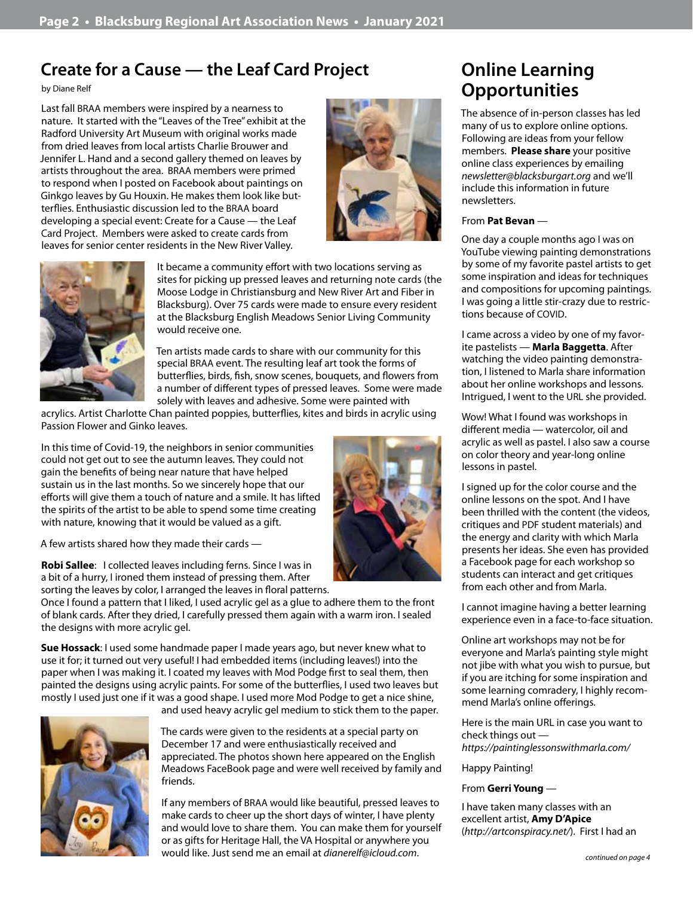## Create for a Cause — the Leaf Card Project

by Diane Relf

Last fall BRAA members were inspired by a nearness to nature. It started with the "Leaves of the Tree" exhibit at the Radford University Art Museum with original works made from dried leaves from local artists Charlie Brouwer and Jennifer L. Hand and a second gallery themed on leaves by artists throughout the area. BRAA members were primed to respond when I posted on Facebook about paintings on Ginkgo leaves by Gu Houxin. He makes them look like butterflies. Enthusiastic discussion led to the BRAA board developing a special event: Create for a Cause — the Leaf Card Project. Members were asked to create cards from leaves for senior center residents in the New River Valley.

It became a community effort with two locations serving as sites for picking up pressed leaves and returning note cards (the Moose Lodge in Christiansburg and New River Art and Fiber in Blacksburg). Over 75 cards were made to ensure every resident at the Blacksburg English Meadows Senior Living Community would receive one.

Ten artists made cards to share with our community for this special BRAA event. The resulting leaf art took the forms of butterflies, birds, fish, snow scenes, bouquets, and flowers from a number of different types of pressed leaves. Some were made solely with leaves and adhesive. Some were painted with acrylics. Artist Charlotte Chan painted poppies, butterflies, kites and birds in acrylic using Passion Flower and Ginko leaves.

In this time of Covid-19, the neighbors in senior communities could not get out to see the autumn leaves. They could not gain the benefits of being near nature that have helped sustain us in the last months. So we sincerely hope that our efforts will give them a touch of nature and a smile. It has lifted the spirits of the artist to be able to spend some time creating with nature, knowing that it would be valued as a gift.

A few artists shared how they made their cards —

**Robi Sallee**: I collected leaves including ferns. Since I was in a bit of a hurry, I ironed them instead of pressing them. After sorting the leaves by color, I arranged the leaves in floral patterns. Once I found a pattern that I liked, I used acrylic gel as a glue to adhere them to the front of blank cards. After they dried, I carefully pressed them again with a warm iron. I sealed the designs with more acrylic gel.

**Sue Hossack**: I used some handmade paper I made years ago, but never knew what to use it for; it turned out very useful! I had embedded items (including leaves!) into the paper when I was making it. I coated my leaves with Mod Podge first to seal them, then painted the designs using acrylic paints. For some of the butterflies, I used two leaves but mostly I used just one if it was a good shape. I used more Mod Podge to get a nice shine, and used heavy acrylic gel medium to stick them to the paper.

The cards were given to the residents at a special party on December 17 and were enthusiastically received and appreciated. The photos shown here appeared on the English Meadows FaceBook page and were well received by family and friends.

If any members of BRAA would like beautiful, pressed leaves to make cards to cheer up the short days of winter, I have plenty and would love to share them. You can make them for yourself or as gifts for Heritage Hall, the VA Hospital or anywhere you would like. Just send me an email at *dianerelf@icloud.com*.

## Online Learning Opportunities

The absence of in-person classes has led many of us to explore online options. Following are ideas from your fellow members. **Please share** your positive online class experiences by emailing *newsletter@blacksburgart.org* and we'll include this information in future newsletters.

From **Pat Bevan** —

One day a couple months ago I was on YouTube viewing painting demonstrations by some of my favorite pastel artists to get some inspiration and ideas for techniques and compositions for upcoming paintings. I was going a little stir-crazy due to restrictions because of COVID.

I came across a video by one of my favorite pastelists — **Marla Baggetta**. After watching the video painting demonstration, I listened to Marla share information about her online workshops and lessons. Intrigued, I went to the URL she provided.

Wow! What I found was workshops in different media — watercolor, oil and acrylic as well as pastel. I also saw a course on color theory and year-long online lessons in pastel.

I signed up for the color course and the online lessons on the spot. And I have been thrilled with the content (the videos, critiques and PDF student materials) and the energy and clarity with which Marla presents her ideas. She even has provided a Facebook page for each workshop so students can interact and get critiques from each other and from Marla.

I cannot imagine having a better learning experience even in a face-to-face situation.

Online art workshops may not be for everyone and Marla's painting style might not jibe with what you wish to pursue, but if you are itching for some inspiration and some learning comradery, I highly recommend Marla's online offerings.

Here is the main URL in case you want to check things out — *https://paintinglessonswithmarla.com/*

Happy Painting!

From **Gerri Young** —

I have taken many classes with an excellent artist, **Amy D'Apice** (*http://artconspiracy.net/*). First I had an

*continued on page 4*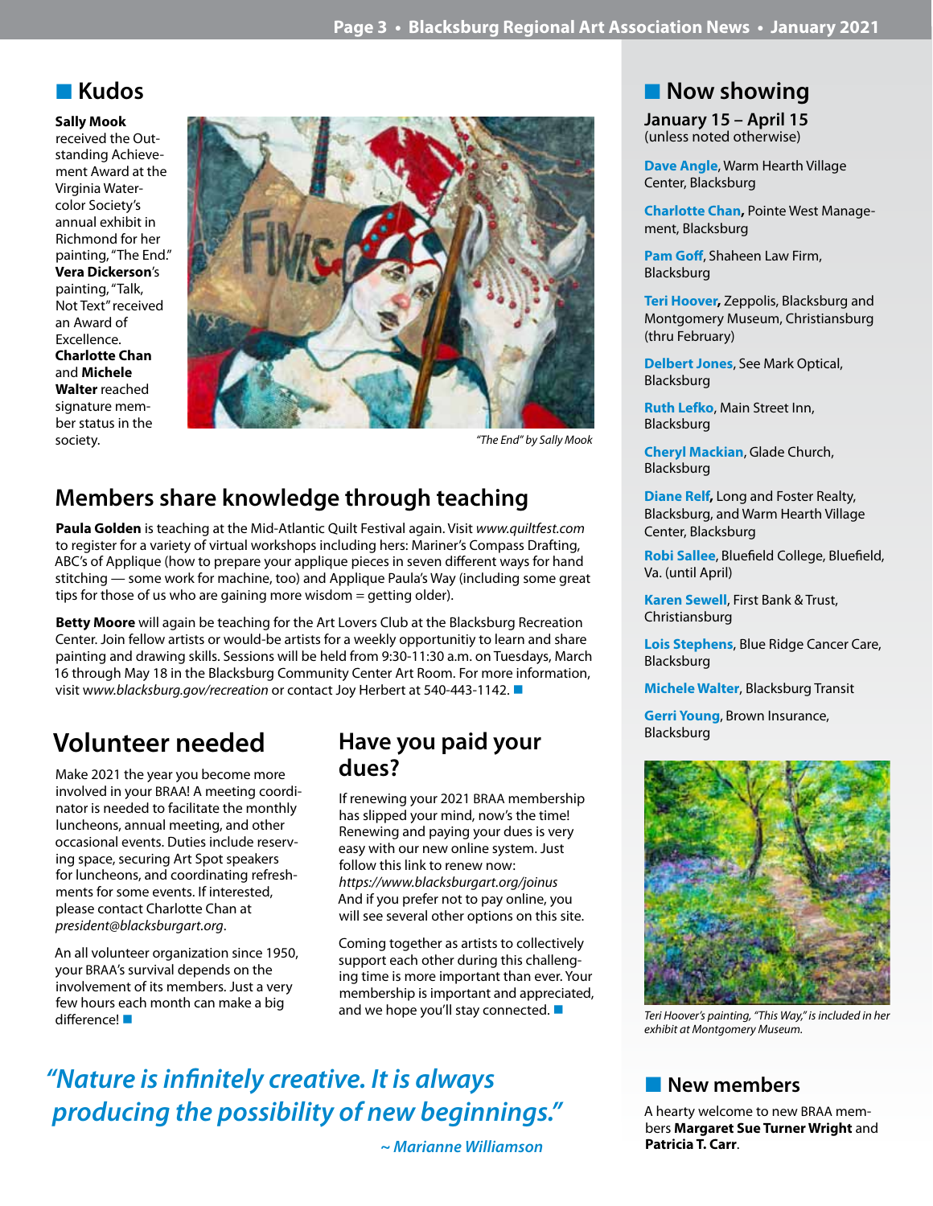## Kudos

**Sally Mook** received the Outstanding Achievement Award at the Virginia Watercolor Society's annual exhibit in Richmond for her painting, "The End." **Vera Dickerson**'s painting, "Talk, Not Text" received an Award of Excellence. **Charlotte Chan** and **Michele Walter** reached signature member status in the society.

*"The End" by Sally Mook*

## Members share knowledge through teaching

**Paula Golden** is teaching at the Mid-Atlantic Quilt Festival again. Visit *www.quiltfest.com* to register for a variety of virtual workshops including hers: Mariner's Compass Drafting, ABC's of Applique (how to prepare your applique pieces in seven different ways for hand stitching — some work for machine, too) and Applique Paula's Way (including some great tips for those of us who are gaining more wisdom = getting older).

**Betty Moore** will again be teaching for the Art Lovers Club at the Blacksburg Recreation Center. Join fellow artists or would-be artists for a weekly opportunitiy to learn and share painting and drawing skills. Sessions will be held from 9:30-11:30 a.m. on Tuesdays, March 16 through May 18 in the Blacksburg Community Center Art Room. For more information, visit *www.blacksburg.gov/recreation* or contact Joy Herbert at 540-443-1142. ■

## Volunteer needed

Make 2021 the year you become more involved in your BRAA! A meeting coordinator is needed to facilitate the monthly luncheons, annual meeting, and other occasional events. Duties include reserving space, securing Art Spot speakers for luncheons, and coordinating refreshments for some events. If interested, please contact Charlotte Chan at *president@blacksburgart.org*.

An all volunteer organization since 1950, your BRAA's survival depends on the involvement of its members. Just a very few hours each month can make a big difference! ■

## Have you paid your dues?

If renewing your 2021 BRAA membership has slipped your mind, now's the time! Renewing and paying your dues is very easy with our new online system. Just follow this link to renew now: *https://www.blacksburgart.org/joinus* And if you prefer not to pay online, you will see several other options on this site.

Coming together as artists to collectively support each other during this challenging time is more important than ever. Your membership is important and appreciated, and we hope you'll stay connected. ■

*"Nature is infinitely creative. It is always producing the possibility of new beginnings."*

*~ Marianne Williamson*

## Now showing

**January 15 – April 15**
(unless noted otherwise)

**Dave Angle**, Warm Hearth Village Center, Blacksburg

**Charlotte Chan**, Pointe West Management, Blacksburg

**Pam Goff**, Shaheen Law Firm, Blacksburg

**Teri Hoover**, Zeppolis, Blacksburg and Montgomery Museum, Christiansburg (thru February)

**Delbert Jones**, See Mark Optical, Blacksburg

**Ruth Lefko**, Main Street Inn, Blacksburg

**Cheryl Mackian**, Glade Church, Blacksburg

**Diane Relf**, Long and Foster Realty, Blacksburg, and Warm Hearth Village Center, Blacksburg

**Robi Sallee**, Bluefield College, Bluefield, Va. (until April)

**Karen Sewell**, First Bank & Trust, Christiansburg

**Lois Stephens**, Blue Ridge Cancer Care, Blacksburg

**Michele Walter**, Blacksburg Transit

**Gerri Young**, Brown Insurance, Blacksburg

*Teri Hoover's painting, "This Way," is included in her exhibit at Montgomery Museum.*

## New members

A hearty welcome to new BRAA members **Margaret Sue Turner Wright** and **Patricia T. Carr**.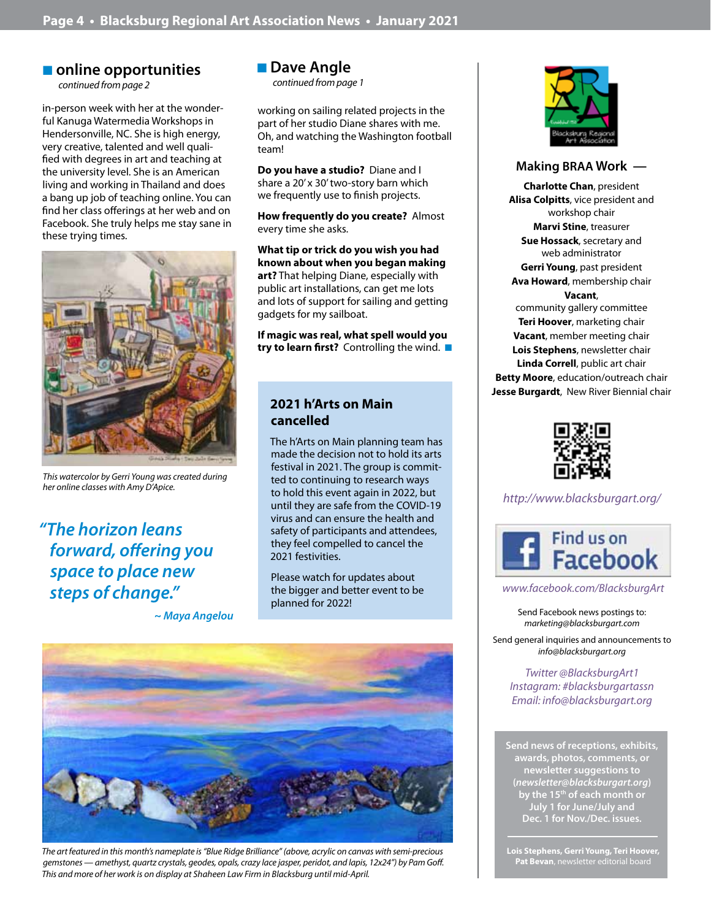## online opportunities

*continued from page 2*

in-person week with her at the wonderful Kanuga Watermedia Workshops in Hendersonville, NC. She is high energy, very creative, talented and well qualified with degrees in art and teaching at the university level. She is an American living and working in Thailand and does a bang up job of teaching online. You can find her class offerings at her web and on Facebook. She truly helps me stay sane in these trying times.

*This watercolor by Gerri Young was created during her online classes with Amy D'Apice.*

*"The horizon leans forward, offering you space to place new steps of change."*

*~ Maya Angelou*

## Dave Angle

*continued from page 1*

working on sailing related projects in the part of her studio Diane shares with me. Oh, and watching the Washington football team!

**Do you have a studio?** Diane and I share a 20' x 30' two-story barn which we frequently use to finish projects.

**How frequently do you create?** Almost every time she asks.

**What tip or trick do you wish you had known about when you began making art?** That helping Diane, especially with public art installations, can get me lots and lots of support for sailing and getting gadgets for my sailboat.

**If magic was real, what spell would you try to learn first?** Controlling the wind.

### 2021 h'Arts on Main cancelled

The h'Arts on Main planning team has made the decision not to hold its arts festival in 2021. The group is committed to continuing to research ways to hold this event again in 2022, but until they are safe from the COVID-19 virus and can ensure the health and safety of participants and attendees, they feel compelled to cancel the 2021 festivities.

Please watch for updates about the bigger and better event to be planned for 2022!

*The art featured in this month's nameplate is "Blue Ridge Brilliance" (above, acrylic on canvas with semi-precious gemstones — amethyst, quartz crystals, geodes, opals, crazy lace jasper, peridot, and lapis, 12x24") by Pam Goff. This and more of her work is on display at Shaheen Law Firm in Blacksburg until mid-April.*

### Making BRAA Work —

**Charlotte Chan**, president
**Alisa Colpitts**, vice president and workshop chair
**Marvi Stine**, treasurer
**Sue Hossack**, secretary and web administrator
**Gerri Young**, past president
**Ava Howard**, membership chair
**Vacant**, community gallery committee
**Teri Hoover**, marketing chair
**Vacant**, member meeting chair
**Lois Stephens**, newsletter chair
**Linda Correll**, public art chair
**Betty Moore**, education/outreach chair
**Jesse Burgardt**, New River Biennial chair

*http://www.blacksburgart.org/*

Find us on Facebook

*www.facebook.com/BlacksburgArt*

Send Facebook news postings to: *marketing@blacksburgart.com*

Send general inquiries and announcements to *info@blacksburgart.org*

*Twitter @BlacksburgArt1*
*Instagram: #blacksburgartassn*
*Email: info@blacksburgart.org*

**Send news of receptions, exhibits, awards, photos, comments, or newsletter suggestions to (*newsletter@blacksburgart.org*) by the 15th of each month or July 1 for June/July and Dec. 1 for Nov./Dec. issues.**

**Lois Stephens, Gerri Young, Teri Hoover, Pat Bevan**, newsletter editorial board